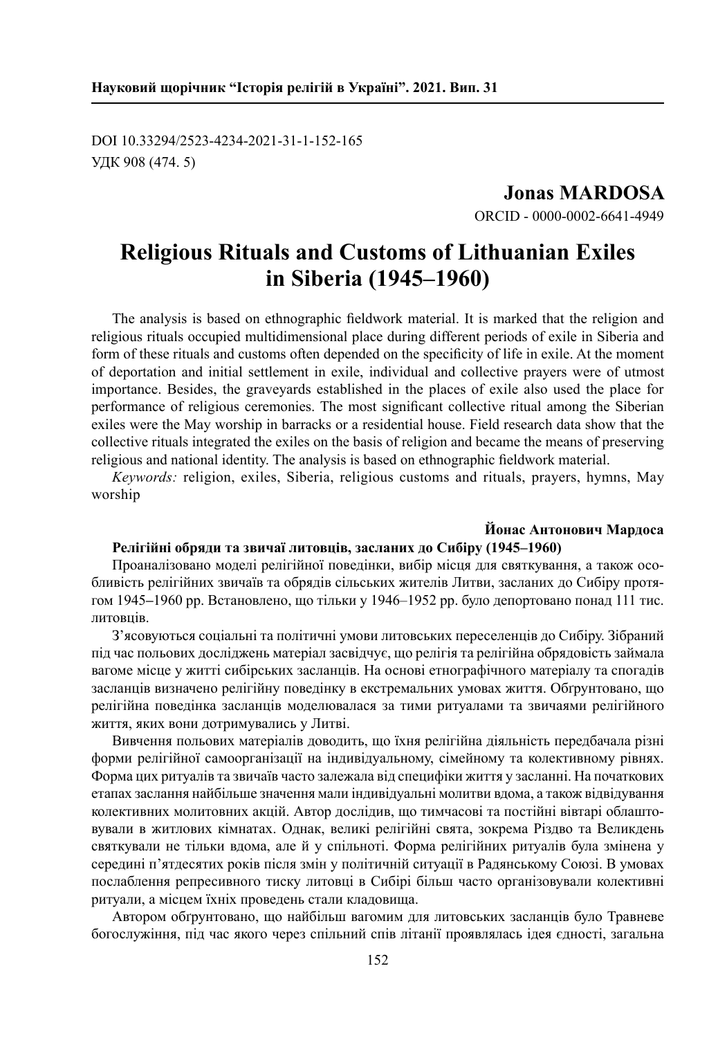DOI 10.33294/2523-4234-2021-31-1-152-165
УДК 908 (474. 5)

**Jonas MARDOSA**

ORCID - 0000-0002-6641-4949

# Religious Rituals and Customs of Lithuanian Exiles in Siberia (1945–1960)

The analysis is based on ethnographic fieldwork material. It is marked that the religion and religious rituals occupied multidimensional place during different periods of exile in Siberia and form of these rituals and customs often depended on the specificity of life in exile. At the moment of deportation and initial settlement in exile, individual and collective prayers were of utmost importance. Besides, the graveyards established in the places of exile also used the place for performance of religious ceremonies. The most significant collective ritual among the Siberian exiles were the May worship in barracks or a residential house. Field research data show that the collective rituals integrated the exiles on the basis of religion and became the means of preserving religious and national identity. The analysis is based on ethnographic fieldwork material.

*Keywords:* religion, exiles, Siberia, religious customs and rituals, prayers, hymns, May worship

**Йонас Антонович Мардоса**

**Релігійні обряди та звичаї литовців, засланих до Сибіру (1945–1960)**

Проаналізовано моделі релігійної поведінки, вибір місця для святкування, а також особливість релігійних звичаїв та обрядів сільських жителів Литви, засланих до Сибіру протягом 1945–1960 рр. Встановлено, що тільки у 1946–1952 рр. було депортовано понад 111 тис. литовців.

З'ясовуються соціальні та політичні умови литовських переселенців до Сибіру. Зібраний під час польових досліджень матеріал засвідчує, що релігія та релігійна обрядовість займала вагоме місце у житті сибірських засланців. На основі етнографічного матеріалу та спогадів засланців визначено релігійну поведінку в екстремальних умовах життя. Обґрунтовано, що релігійна поведінка засланців моделювалася за тими ритуалами та звичаями релігійного життя, яких вони дотримувались у Литві.

Вивчення польових матеріалів доводить, що їхня релігійна діяльність передбачала різні форми релігійної самоорганізації на індивідуальному, сімейному та колективному рівнях. Форма цих ритуалів та звичаїв часто залежала від специфіки життя у засланні. На початкових етапах заслання найбільше значення мали індивідуальні молитви вдома, а також відвідування колективних молитовних акцій. Автор дослідив, що тимчасові та постійні вівтарі облаштовували в житлових кімнатах. Однак, великі релігійні свята, зокрема Різдво та Великдень святкували не тільки вдома, але й у спільноті. Форма релігійних ритуалів була змінена у середині п'ятдесятих років після змін у політичній ситуації в Радянському Союзі. В умовах послаблення репресивного тиску литовці в Сибірі більш часто організовували колективні ритуали, а місцем їхніх проведень стали кладовища.

Автором обґрунтовано, що найбільш вагомим для литовських засланців було Травневе богослужіння, під час якого через спільний спів літанії проявлялась ідея єдності, загальна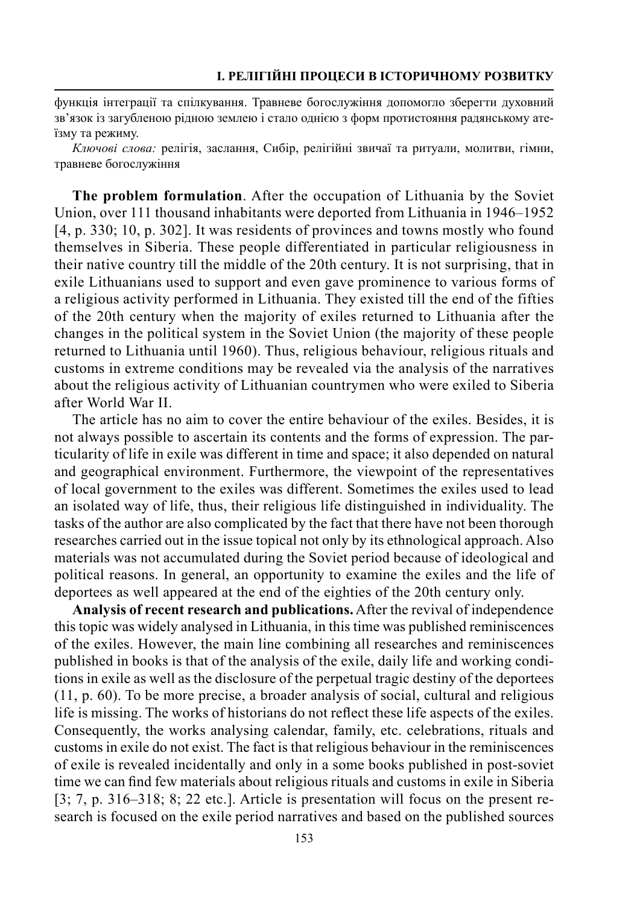функція інтеграції та спілкування. Травневе богослужіння допомогло зберегти духовний зв'язок із загубленою рідною землею і стало однією з форм протистояння радянському атеїзму та режиму.

*Ключові слова:* релігія, заслання, Сибір, релігійні звичаї та ритуали, молитви, гімни, травневе богослужіння

**The problem formulation**. After the occupation of Lithuania by the Soviet Union, over 111 thousand inhabitants were deported from Lithuania in 1946–1952 [4, p. 330; 10, p. 302]. It was residents of provinces and towns mostly who found themselves in Siberia. These people differentiated in particular religiousness in their native country till the middle of the 20th century. It is not surprising, that in exile Lithuanians used to support and even gave prominence to various forms of a religious activity performed in Lithuania. They existed till the end of the fifties of the 20th century when the majority of exiles returned to Lithuania after the changes in the political system in the Soviet Union (the majority of these people returned to Lithuania until 1960). Thus, religious behaviour, religious rituals and customs in extreme conditions may be revealed via the analysis of the narratives about the religious activity of Lithuanian countrymen who were exiled to Siberia after World War II.

The article has no aim to cover the entire behaviour of the exiles. Besides, it is not always possible to ascertain its contents and the forms of expression. The particularity of life in exile was different in time and space; it also depended on natural and geographical environment. Furthermore, the viewpoint of the representatives of local government to the exiles was different. Sometimes the exiles used to lead an isolated way of life, thus, their religious life distinguished in individuality. The tasks of the author are also complicated by the fact that there have not been thorough researches carried out in the issue topical not only by its ethnological approach. Also materials was not accumulated during the Soviet period because of ideological and political reasons. In general, an opportunity to examine the exiles and the life of deportees as well appeared at the end of the eighties of the 20th century only.

**Analysis of recent research and publications.** After the revival of independence this topic was widely analysed in Lithuania, in this time was published reminiscences of the exiles. However, the main line combining all researches and reminiscences published in books is that of the analysis of the exile, daily life and working conditions in exile as well as the disclosure of the perpetual tragic destiny of the deportees (11, p. 60). To be more precise, a broader analysis of social, cultural and religious life is missing. The works of historians do not reflect these life aspects of the exiles. Consequently, the works analysing calendar, family, etc. celebrations, rituals and customs in exile do not exist. The fact is that religious behaviour in the reminiscences of exile is revealed incidentally and only in a some books published in post-soviet time we can find few materials about religious rituals and customs in exile in Siberia [3; 7, p. 316–318; 8; 22 etc.]. Article is presentation will focus on the present research is focused on the exile period narratives and based on the published sources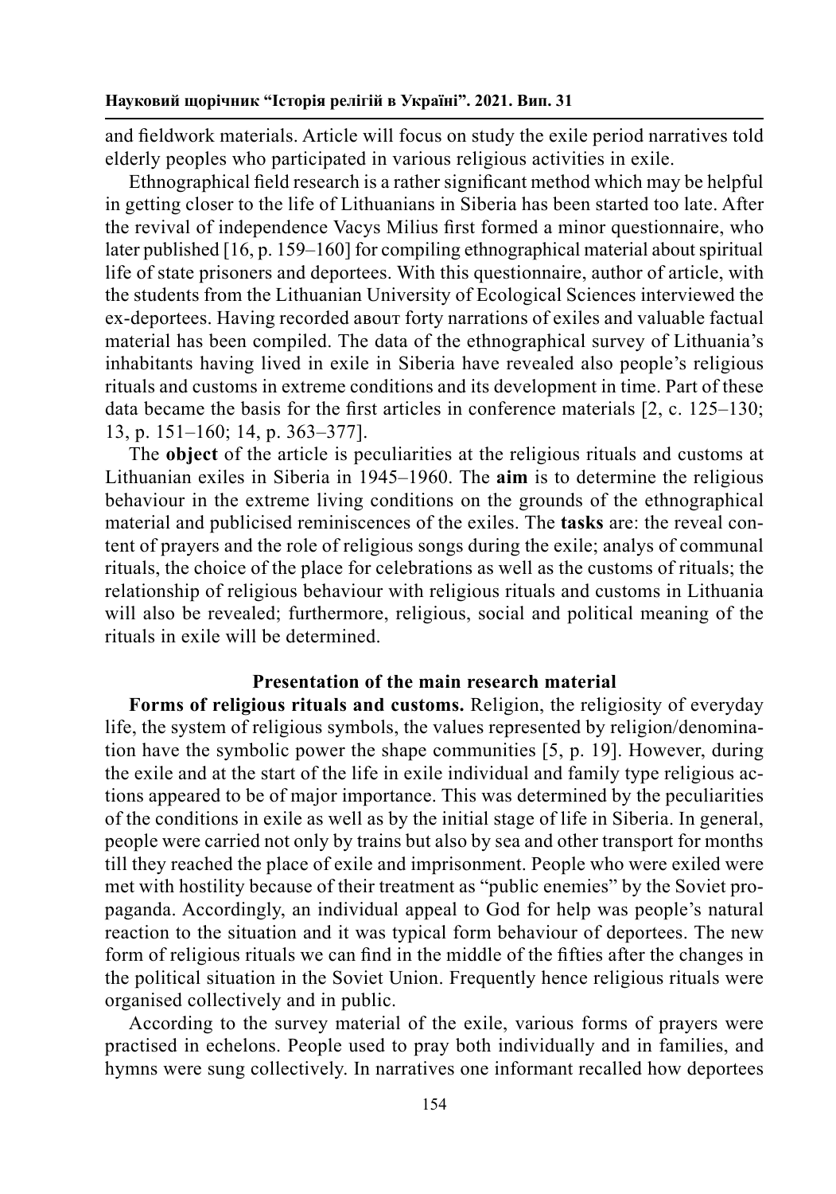and fieldwork materials. Article will focus on study the exile period narratives told elderly peoples who participated in various religious activities in exile.

Ethnographical field research is a rather significant method which may be helpful in getting closer to the life of Lithuanians in Siberia has been started too late. After the revival of independence Vacys Milius first formed a minor questionnaire, who later published [16, p. 159–160] for compiling ethnographical material about spiritual life of state prisoners and deportees. With this questionnaire, author of article, with the students from the Lithuanian University of Ecological Sciences interviewed the ex-deportees. Having recorded aвоut forty narrations of exiles and valuable factual material has been compiled. The data of the ethnographical survey of Lithuania's inhabitants having lived in exile in Siberia have revealed also people's religious rituals and customs in extreme conditions and its development in time. Part of these data became the basis for the first articles in conference materials [2, c. 125–130; 13, p. 151–160; 14, p. 363–377].

The **object** of the article is peculiarities at the religious rituals and customs at Lithuanian exiles in Siberia in 1945–1960. The **aim** is to determine the religious behaviour in the extreme living conditions on the grounds of the ethnographical material and publicised reminiscences of the exiles. The **tasks** are: the reveal content of prayers and the role of religious songs during the exile; analys of communal rituals, the choice of the place for celebrations as well as the customs of rituals; the relationship of religious behaviour with religious rituals and customs in Lithuania will also be revealed; furthermore, religious, social and political meaning of the rituals in exile will be determined.

## Presentation of the main research material

**Forms of religious rituals and customs.** Religion, the religiosity of everyday life, the system of religious symbols, the values represented by religion/denomination have the symbolic power the shape communities [5, p. 19]. However, during the exile and at the start of the life in exile individual and family type religious actions appeared to be of major importance. This was determined by the peculiarities of the conditions in exile as well as by the initial stage of life in Siberia. In general, people were carried not only by trains but also by sea and other transport for months till they reached the place of exile and imprisonment. People who were exiled were met with hostility because of their treatment as "public enemies" by the Soviet propaganda. Accordingly, an individual appeal to God for help was people's natural reaction to the situation and it was typical form behaviour of deportees. The new form of religious rituals we can find in the middle of the fifties after the changes in the political situation in the Soviet Union. Frequently hence religious rituals were organised collectively and in public.

According to the survey material of the exile, various forms of prayers were practised in echelons. People used to pray both individually and in families, and hymns were sung collectively. In narratives one informant recalled how deportees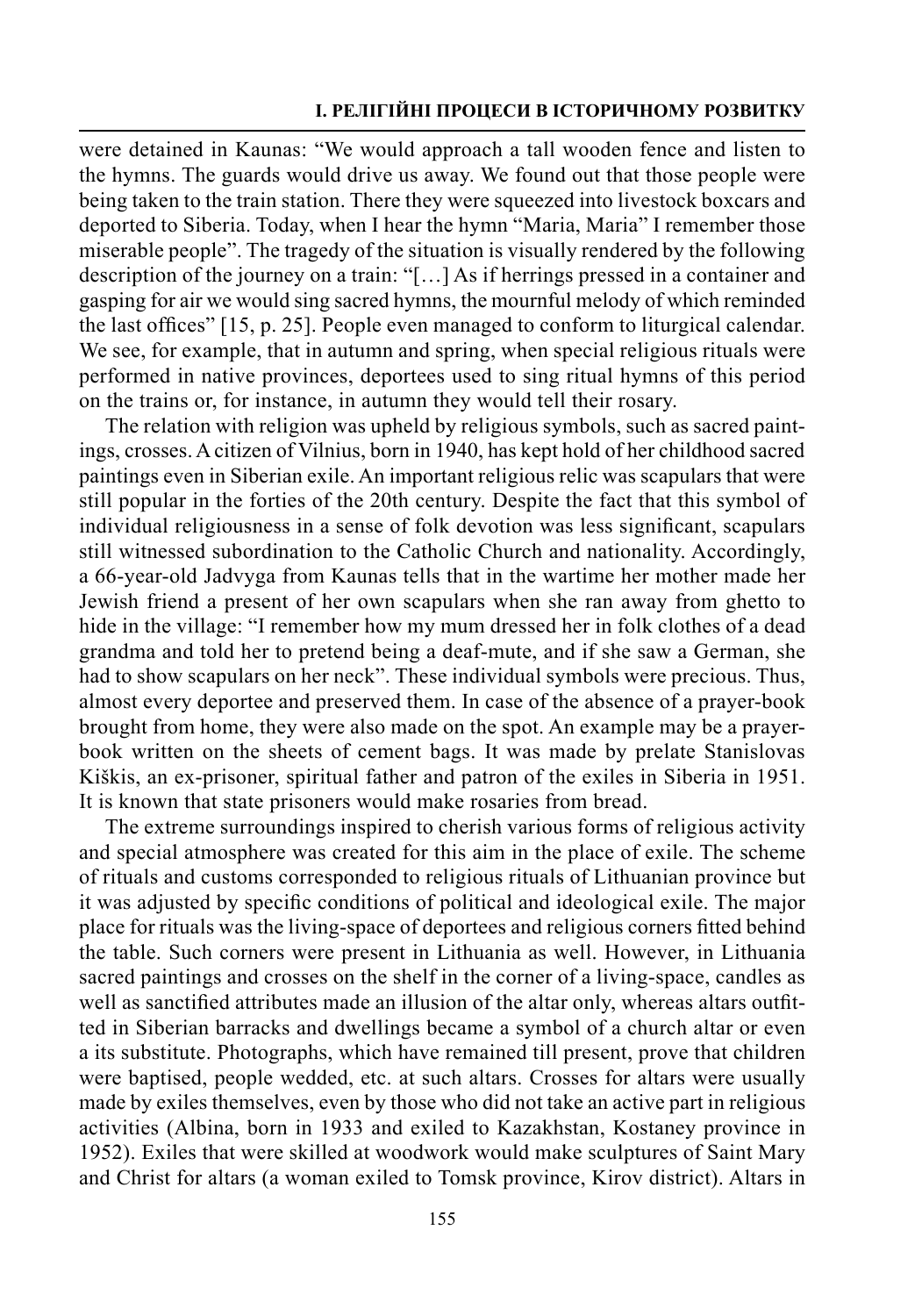were detained in Kaunas: "We would approach a tall wooden fence and listen to the hymns. The guards would drive us away. We found out that those people were being taken to the train station. There they were squeezed into livestock boxcars and deported to Siberia. Today, when I hear the hymn "Maria, Maria" I remember those miserable people". The tragedy of the situation is visually rendered by the following description of the journey on a train: "[…] As if herrings pressed in a container and gasping for air we would sing sacred hymns, the mournful melody of which reminded the last offices" [15, p. 25]. People even managed to conform to liturgical calendar. We see, for example, that in autumn and spring, when special religious rituals were performed in native provinces, deportees used to sing ritual hymns of this period on the trains or, for instance, in autumn they would tell their rosary.

The relation with religion was upheld by religious symbols, such as sacred paintings, crosses. A citizen of Vilnius, born in 1940, has kept hold of her childhood sacred paintings even in Siberian exile. An important religious relic was scapulars that were still popular in the forties of the 20th century. Despite the fact that this symbol of individual religiousness in a sense of folk devotion was less significant, scapulars still witnessed subordination to the Catholic Church and nationality. Accordingly, a 66-year-old Jadvyga from Kaunas tells that in the wartime her mother made her Jewish friend a present of her own scapulars when she ran away from ghetto to hide in the village: "I remember how my mum dressed her in folk clothes of a dead grandma and told her to pretend being a deaf-mute, and if she saw a German, she had to show scapulars on her neck". These individual symbols were precious. Thus, almost every deportee and preserved them. In case of the absence of a prayer-book brought from home, they were also made on the spot. An example may be a prayer-book written on the sheets of cement bags. It was made by prelate Stanislovas Kiškis, an ex-prisoner, spiritual father and patron of the exiles in Siberia in 1951. It is known that state prisoners would make rosaries from bread.

The extreme surroundings inspired to cherish various forms of religious activity and special atmosphere was created for this aim in the place of exile. The scheme of rituals and customs corresponded to religious rituals of Lithuanian province but it was adjusted by specific conditions of political and ideological exile. The major place for rituals was the living-space of deportees and religious corners fitted behind the table. Such corners were present in Lithuania as well. However, in Lithuania sacred paintings and crosses on the shelf in the corner of a living-space, candles as well as sanctified attributes made an illusion of the altar only, whereas altars outfitted in Siberian barracks and dwellings became a symbol of a church altar or even a its substitute. Photographs, which have remained till present, prove that children were baptised, people wedded, etc. at such altars. Crosses for altars were usually made by exiles themselves, even by those who did not take an active part in religious activities (Albina, born in 1933 and exiled to Kazakhstan, Kostaney province in 1952). Exiles that were skilled at woodwork would make sculptures of Saint Mary and Christ for altars (a woman exiled to Tomsk province, Kirov district). Altars in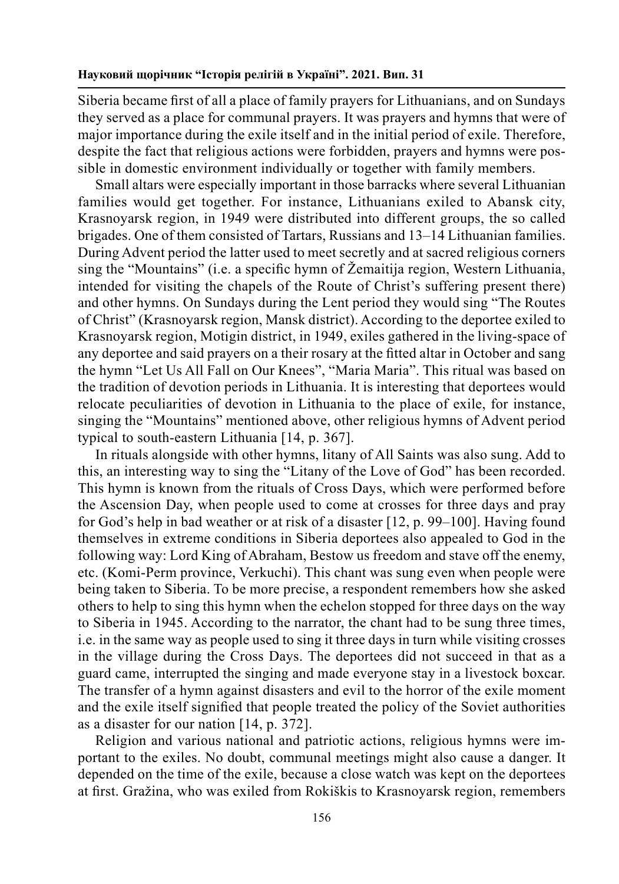Siberia became first of all a place of family prayers for Lithuanians, and on Sundays they served as a place for communal prayers. It was prayers and hymns that were of major importance during the exile itself and in the initial period of exile. Therefore, despite the fact that religious actions were forbidden, prayers and hymns were possible in domestic environment individually or together with family members.

Small altars were especially important in those barracks where several Lithuanian families would get together. For instance, Lithuanians exiled to Abansk city, Krasnoyarsk region, in 1949 were distributed into different groups, the so called brigades. One of them consisted of Tartars, Russians and 13–14 Lithuanian families. During Advent period the latter used to meet secretly and at sacred religious corners sing the "Mountains" (i.e. a specific hymn of Žemaitija region, Western Lithuania, intended for visiting the chapels of the Route of Christ's suffering present there) and other hymns. On Sundays during the Lent period they would sing "The Routes of Christ" (Krasnoyarsk region, Mansk district). According to the deportee exiled to Krasnoyarsk region, Motigin district, in 1949, exiles gathered in the living-space of any deportee and said prayers on a their rosary at the fitted altar in October and sang the hymn "Let Us All Fall on Our Knees", "Maria Maria". This ritual was based on the tradition of devotion periods in Lithuania. It is interesting that deportees would relocate peculiarities of devotion in Lithuania to the place of exile, for instance, singing the "Mountains" mentioned above, other religious hymns of Advent period typical to south-eastern Lithuania [14, p. 367].

In rituals alongside with other hymns, litany of All Saints was also sung. Add to this, an interesting way to sing the "Litany of the Love of God" has been recorded. This hymn is known from the rituals of Cross Days, which were performed before the Ascension Day, when people used to come at crosses for three days and pray for God's help in bad weather or at risk of a disaster [12, p. 99–100]. Having found themselves in extreme conditions in Siberia deportees also appealed to God in the following way: Lord King of Abraham, Bestow us freedom and stave off the enemy, etc. (Komi-Perm province, Verkuchi). This chant was sung even when people were being taken to Siberia. To be more precise, a respondent remembers how she asked others to help to sing this hymn when the echelon stopped for three days on the way to Siberia in 1945. According to the narrator, the chant had to be sung three times, i.e. in the same way as people used to sing it three days in turn while visiting crosses in the village during the Cross Days. The deportees did not succeed in that as a guard came, interrupted the singing and made everyone stay in a livestock boxcar. The transfer of a hymn against disasters and evil to the horror of the exile moment and the exile itself signified that people treated the policy of the Soviet authorities as a disaster for our nation [14, p. 372].

Religion and various national and patriotic actions, religious hymns were important to the exiles. No doubt, communal meetings might also cause a danger. It depended on the time of the exile, because a close watch was kept on the deportees at first. Gražina, who was exiled from Rokiškis to Krasnoyarsk region, remembers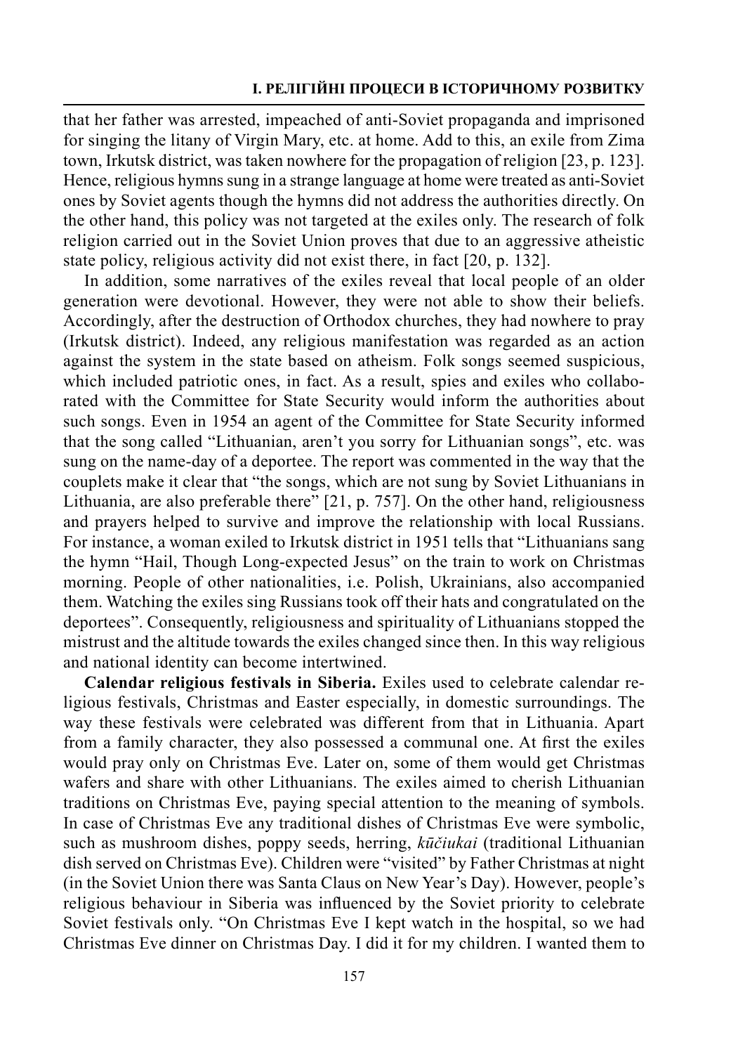that her father was arrested, impeached of anti-Soviet propaganda and imprisoned for singing the litany of Virgin Mary, etc. at home. Add to this, an exile from Zima town, Irkutsk district, was taken nowhere for the propagation of religion [23, p. 123]. Hence, religious hymns sung in a strange language at home were treated as anti-Soviet ones by Soviet agents though the hymns did not address the authorities directly. On the other hand, this policy was not targeted at the exiles only. The research of folk religion carried out in the Soviet Union proves that due to an aggressive atheistic state policy, religious activity did not exist there, in fact [20, p. 132].

In addition, some narratives of the exiles reveal that local people of an older generation were devotional. However, they were not able to show their beliefs. Accordingly, after the destruction of Orthodox churches, they had nowhere to pray (Irkutsk district). Indeed, any religious manifestation was regarded as an action against the system in the state based on atheism. Folk songs seemed suspicious, which included patriotic ones, in fact. As a result, spies and exiles who collaborated with the Committee for State Security would inform the authorities about such songs. Even in 1954 an agent of the Committee for State Security informed that the song called "Lithuanian, aren't you sorry for Lithuanian songs", etc. was sung on the name-day of a deportee. The report was commented in the way that the couplets make it clear that "the songs, which are not sung by Soviet Lithuanians in Lithuania, are also preferable there" [21, p. 757]. On the other hand, religiousness and prayers helped to survive and improve the relationship with local Russians. For instance, a woman exiled to Irkutsk district in 1951 tells that "Lithuanians sang the hymn "Hail, Though Long-expected Jesus" on the train to work on Christmas morning. People of other nationalities, i.e. Polish, Ukrainians, also accompanied them. Watching the exiles sing Russians took off their hats and congratulated on the deportees". Consequently, religiousness and spirituality of Lithuanians stopped the mistrust and the altitude towards the exiles changed since then. In this way religious and national identity can become intertwined.

**Calendar religious festivals in Siberia.** Exiles used to celebrate calendar religious festivals, Christmas and Easter especially, in domestic surroundings. The way these festivals were celebrated was different from that in Lithuania. Apart from a family character, they also possessed a communal one. At first the exiles would pray only on Christmas Eve. Later on, some of them would get Christmas wafers and share with other Lithuanians. The exiles aimed to cherish Lithuanian traditions on Christmas Eve, paying special attention to the meaning of symbols. In case of Christmas Eve any traditional dishes of Christmas Eve were symbolic, such as mushroom dishes, poppy seeds, herring, *kūčiukai* (traditional Lithuanian dish served on Christmas Eve). Children were "visited" by Father Christmas at night (in the Soviet Union there was Santa Claus on New Year's Day). However, people's religious behaviour in Siberia was influenced by the Soviet priority to celebrate Soviet festivals only. "On Christmas Eve I kept watch in the hospital, so we had Christmas Eve dinner on Christmas Day. I did it for my children. I wanted them to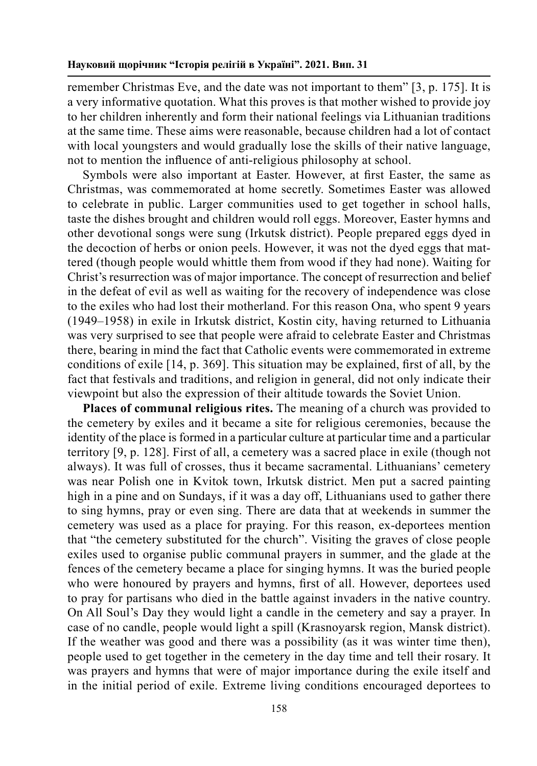remember Christmas Eve, and the date was not important to them" [3, p. 175]. It is a very informative quotation. What this proves is that mother wished to provide joy to her children inherently and form their national feelings via Lithuanian traditions at the same time. These aims were reasonable, because children had a lot of contact with local youngsters and would gradually lose the skills of their native language, not to mention the influence of anti-religious philosophy at school.

Symbols were also important at Easter. However, at first Easter, the same as Christmas, was commemorated at home secretly. Sometimes Easter was allowed to celebrate in public. Larger communities used to get together in school halls, taste the dishes brought and children would roll eggs. Moreover, Easter hymns and other devotional songs were sung (Irkutsk district). People prepared eggs dyed in the decoction of herbs or onion peels. However, it was not the dyed eggs that mattered (though people would whittle them from wood if they had none). Waiting for Christ's resurrection was of major importance. The concept of resurrection and belief in the defeat of evil as well as waiting for the recovery of independence was close to the exiles who had lost their motherland. For this reason Ona, who spent 9 years (1949–1958) in exile in Irkutsk district, Kostin city, having returned to Lithuania was very surprised to see that people were afraid to celebrate Easter and Christmas there, bearing in mind the fact that Catholic events were commemorated in extreme conditions of exile [14, p. 369]. This situation may be explained, first of all, by the fact that festivals and traditions, and religion in general, did not only indicate their viewpoint but also the expression of their altitude towards the Soviet Union.

**Places of communal religious rites.** The meaning of a church was provided to the cemetery by exiles and it became a site for religious ceremonies, because the identity of the place is formed in a particular culture at particular time and a particular territory [9, p. 128]. First of all, a cemetery was a sacred place in exile (though not always). It was full of crosses, thus it became sacramental. Lithuanians' cemetery was near Polish one in Kvitok town, Irkutsk district. Men put a sacred painting high in a pine and on Sundays, if it was a day off, Lithuanians used to gather there to sing hymns, pray or even sing. There are data that at weekends in summer the cemetery was used as a place for praying. For this reason, ex-deportees mention that "the cemetery substituted for the church". Visiting the graves of close people exiles used to organise public communal prayers in summer, and the glade at the fences of the cemetery became a place for singing hymns. It was the buried people who were honoured by prayers and hymns, first of all. However, deportees used to pray for partisans who died in the battle against invaders in the native country. On All Soul's Day they would light a candle in the cemetery and say a prayer. In case of no candle, people would light a spill (Krasnoyarsk region, Mansk district). If the weather was good and there was a possibility (as it was winter time then), people used to get together in the cemetery in the day time and tell their rosary. It was prayers and hymns that were of major importance during the exile itself and in the initial period of exile. Extreme living conditions encouraged deportees to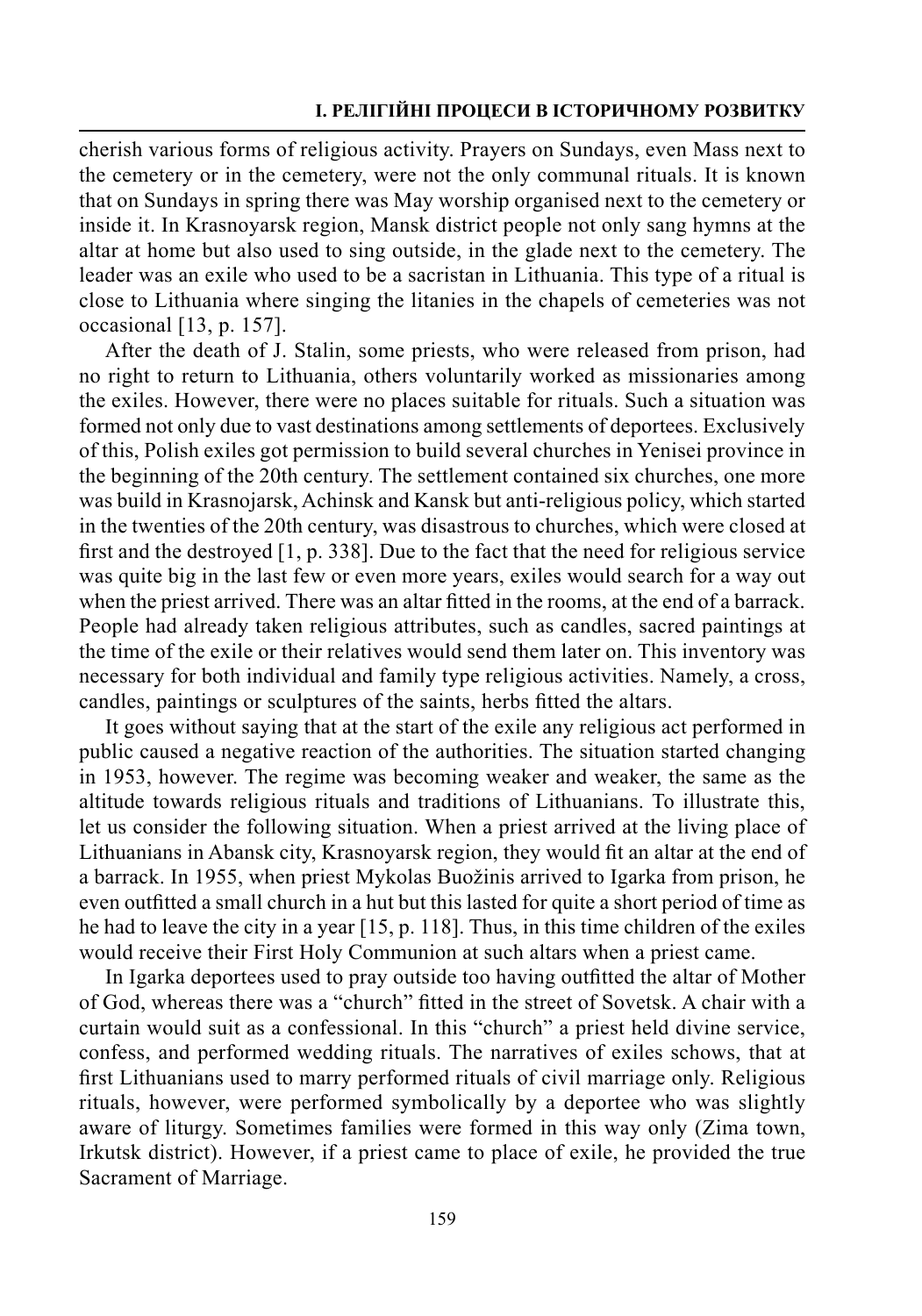cherish various forms of religious activity. Prayers on Sundays, even Mass next to the cemetery or in the cemetery, were not the only communal rituals. It is known that on Sundays in spring there was May worship organised next to the cemetery or inside it. In Krasnoyarsk region, Mansk district people not only sang hymns at the altar at home but also used to sing outside, in the glade next to the cemetery. The leader was an exile who used to be a sacristan in Lithuania. This type of a ritual is close to Lithuania where singing the litanies in the chapels of cemeteries was not occasional [13, p. 157].

After the death of J. Stalin, some priests, who were released from prison, had no right to return to Lithuania, others voluntarily worked as missionaries among the exiles. However, there were no places suitable for rituals. Such a situation was formed not only due to vast destinations among settlements of deportees. Exclusively of this, Polish exiles got permission to build several churches in Yenisei province in the beginning of the 20th century. The settlement contained six churches, one more was build in Krasnojarsk, Achinsk and Kansk but anti-religious policy, which started in the twenties of the 20th century, was disastrous to churches, which were closed at first and the destroyed [1, p. 338]. Due to the fact that the need for religious service was quite big in the last few or even more years, exiles would search for a way out when the priest arrived. There was an altar fitted in the rooms, at the end of a barrack. People had already taken religious attributes, such as candles, sacred paintings at the time of the exile or their relatives would send them later on. This inventory was necessary for both individual and family type religious activities. Namely, a cross, candles, paintings or sculptures of the saints, herbs fitted the altars.

It goes without saying that at the start of the exile any religious act performed in public caused a negative reaction of the authorities. The situation started changing in 1953, however. The regime was becoming weaker and weaker, the same as the altitude towards religious rituals and traditions of Lithuanians. To illustrate this, let us consider the following situation. When a priest arrived at the living place of Lithuanians in Abansk city, Krasnoyarsk region, they would fit an altar at the end of a barrack. In 1955, when priest Mykolas Buožinis arrived to Igarka from prison, he even outfitted a small church in a hut but this lasted for quite a short period of time as he had to leave the city in a year [15, p. 118]. Thus, in this time children of the exiles would receive their First Holy Communion at such altars when a priest came.

In Igarka deportees used to pray outside too having outfitted the altar of Mother of God, whereas there was a "church" fitted in the street of Sovetsk. A chair with a curtain would suit as a confessional. In this "church" a priest held divine service, confess, and performed wedding rituals. The narratives of exiles schows, that at first Lithuanians used to marry performed rituals of civil marriage only. Religious rituals, however, were performed symbolically by a deportee who was slightly aware of liturgy. Sometimes families were formed in this way only (Zima town, Irkutsk district). However, if a priest came to place of exile, he provided the true Sacrament of Marriage.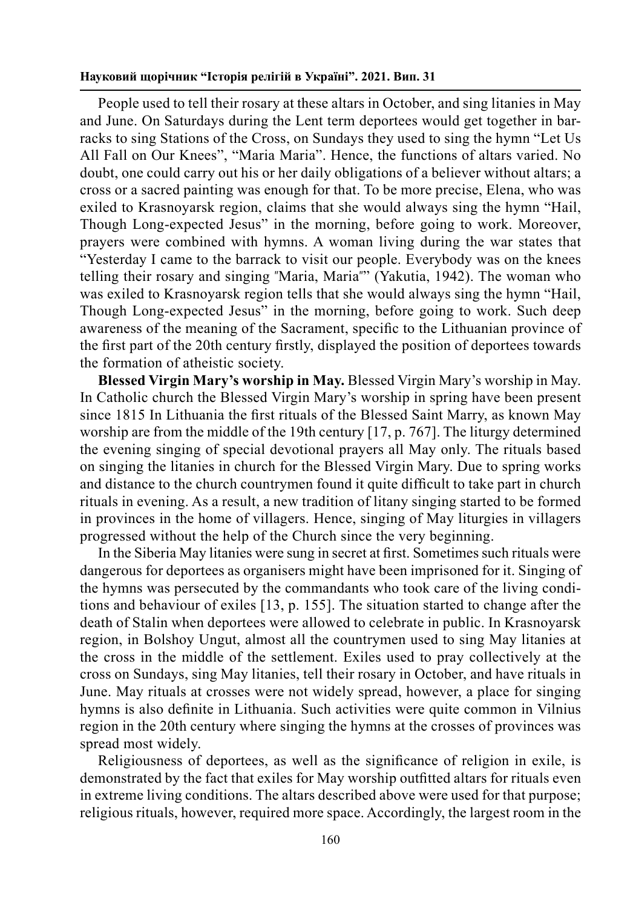People used to tell their rosary at these altars in October, and sing litanies in May and June. On Saturdays during the Lent term deportees would get together in barracks to sing Stations of the Cross, on Sundays they used to sing the hymn “Let Us All Fall on Our Knees”, “Maria Maria”. Hence, the functions of altars varied. No doubt, one could carry out his or her daily obligations of a believer without altars; a cross or a sacred painting was enough for that. To be more precise, Elena, who was exiled to Krasnoyarsk region, claims that she would always sing the hymn “Hail, Though Long-expected Jesus” in the morning, before going to work. Moreover, prayers were combined with hymns. A woman living during the war states that “Yesterday I came to the barrack to visit our people. Everybody was on the knees telling their rosary and singing ʺMaria, Mariaʺ” (Yakutia, 1942). The woman who was exiled to Krasnoyarsk region tells that she would always sing the hymn “Hail, Though Long-expected Jesus” in the morning, before going to work. Such deep awareness of the meaning of the Sacrament, specific to the Lithuanian province of the first part of the 20th century firstly, displayed the position of deportees towards the formation of atheistic society.

**Blessed Virgin Mary’s worship in May.** Blessed Virgin Mary’s worship in May. In Catholic church the Blessed Virgin Mary’s worship in spring have been present since 1815 In Lithuania the first rituals of the Blessed Saint Marry, as known May worship are from the middle of the 19th century [17, p. 767]. The liturgy determined the evening singing of special devotional prayers all May only. The rituals based on singing the litanies in church for the Blessed Virgin Mary. Due to spring works and distance to the church countrymen found it quite difficult to take part in church rituals in evening. As a result, a new tradition of litany singing started to be formed in provinces in the home of villagers. Hence, singing of May liturgies in villagers progressed without the help of the Church since the very beginning.

In the Siberia May litanies were sung in secret at first. Sometimes such rituals were dangerous for deportees as organisers might have been imprisoned for it. Singing of the hymns was persecuted by the commandants who took care of the living conditions and behaviour of exiles [13, p. 155]. The situation started to change after the death of Stalin when deportees were allowed to celebrate in public. In Krasnoyarsk region, in Bolshoy Ungut, almost all the countrymen used to sing May litanies at the cross in the middle of the settlement. Exiles used to pray collectively at the cross on Sundays, sing May litanies, tell their rosary in October, and have rituals in June. May rituals at crosses were not widely spread, however, a place for singing hymns is also definite in Lithuania. Such activities were quite common in Vilnius region in the 20th century where singing the hymns at the crosses of provinces was spread most widely.

Religiousness of deportees, as well as the significance of religion in exile, is demonstrated by the fact that exiles for May worship outfitted altars for rituals even in extreme living conditions. The altars described above were used for that purpose; religious rituals, however, required more space. Accordingly, the largest room in the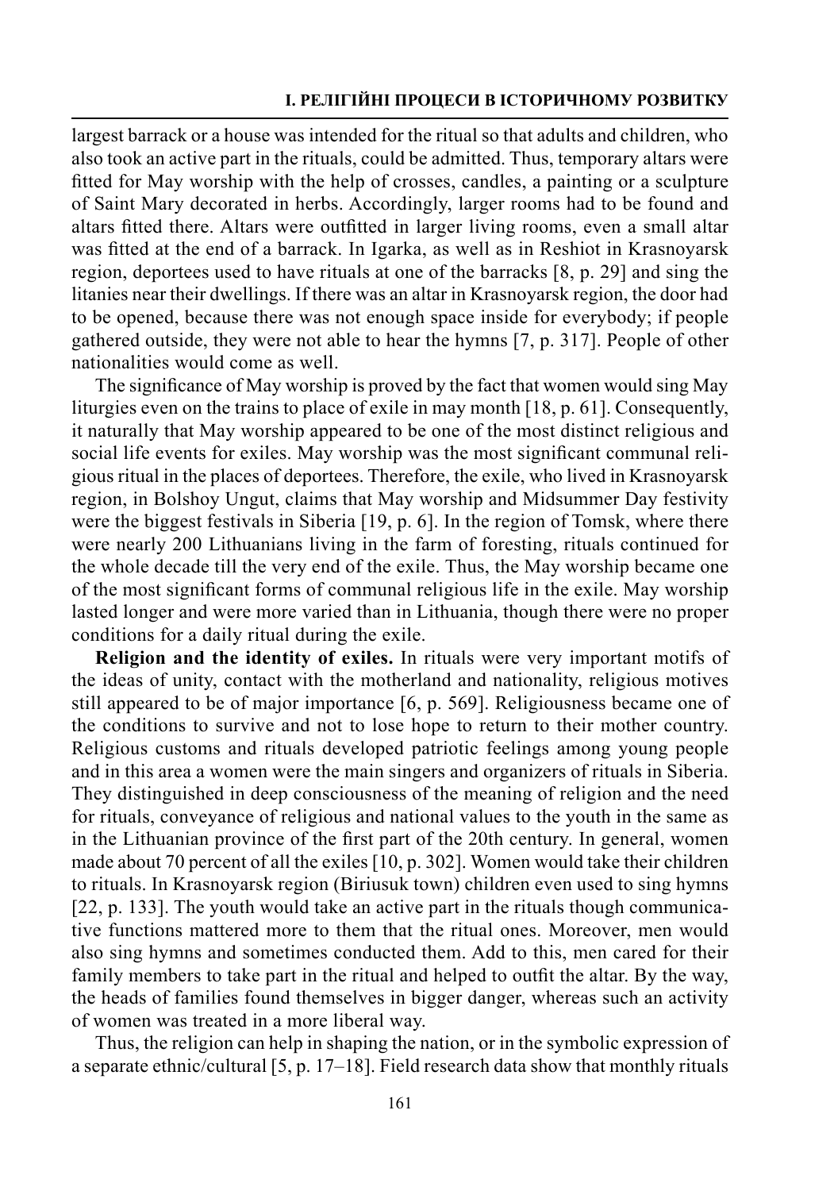largest barrack or a house was intended for the ritual so that adults and children, who also took an active part in the rituals, could be admitted. Thus, temporary altars were fitted for May worship with the help of crosses, candles, a painting or a sculpture of Saint Mary decorated in herbs. Accordingly, larger rooms had to be found and altars fitted there. Altars were outfitted in larger living rooms, even a small altar was fitted at the end of a barrack. In Igarka, as well as in Reshiot in Krasnoyarsk region, deportees used to have rituals at one of the barracks [8, p. 29] and sing the litanies near their dwellings. If there was an altar in Krasnoyarsk region, the door had to be opened, because there was not enough space inside for everybody; if people gathered outside, they were not able to hear the hymns [7, p. 317]. People of other nationalities would come as well.

The significance of May worship is proved by the fact that women would sing May liturgies even on the trains to place of exile in may month [18, p. 61]. Consequently, it naturally that May worship appeared to be one of the most distinct religious and social life events for exiles. May worship was the most significant communal religious ritual in the places of deportees. Therefore, the exile, who lived in Krasnoyarsk region, in Bolshoy Ungut, claims that May worship and Midsummer Day festivity were the biggest festivals in Siberia [19, p. 6]. In the region of Tomsk, where there were nearly 200 Lithuanians living in the farm of foresting, rituals continued for the whole decade till the very end of the exile. Thus, the May worship became one of the most significant forms of communal religious life in the exile. May worship lasted longer and were more varied than in Lithuania, though there were no proper conditions for a daily ritual during the exile.

**Religion and the identity of exiles.** In rituals were very important motifs of the ideas of unity, contact with the motherland and nationality, religious motives still appeared to be of major importance [6, p. 569]. Religiousness became one of the conditions to survive and not to lose hope to return to their mother country. Religious customs and rituals developed patriotic feelings among young people and in this area a women were the main singers and organizers of rituals in Siberia. They distinguished in deep consciousness of the meaning of religion and the need for rituals, conveyance of religious and national values to the youth in the same as in the Lithuanian province of the first part of the 20th century. In general, women made about 70 percent of all the exiles [10, p. 302]. Women would take their children to rituals. In Krasnoyarsk region (Biriusuk town) children even used to sing hymns [22, p. 133]. The youth would take an active part in the rituals though communicative functions mattered more to them that the ritual ones. Moreover, men would also sing hymns and sometimes conducted them. Add to this, men cared for their family members to take part in the ritual and helped to outfit the altar. By the way, the heads of families found themselves in bigger danger, whereas such an activity of women was treated in a more liberal way.

Thus, the religion can help in shaping the nation, or in the symbolic expression of a separate ethnic/cultural [5, p. 17–18]. Field research data show that monthly rituals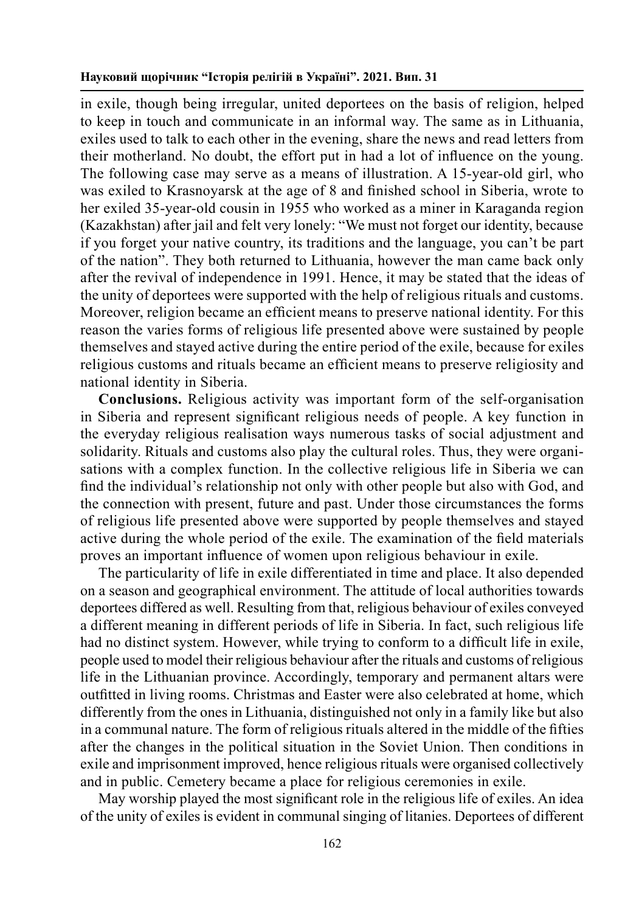in exile, though being irregular, united deportees on the basis of religion, helped to keep in touch and communicate in an informal way. The same as in Lithuania, exiles used to talk to each other in the evening, share the news and read letters from their motherland. No doubt, the effort put in had a lot of influence on the young. The following case may serve as a means of illustration. A 15-year-old girl, who was exiled to Krasnoyarsk at the age of 8 and finished school in Siberia, wrote to her exiled 35-year-old cousin in 1955 who worked as a miner in Karaganda region (Kazakhstan) after jail and felt very lonely: "We must not forget our identity, because if you forget your native country, its traditions and the language, you can't be part of the nation". They both returned to Lithuania, however the man came back only after the revival of independence in 1991. Hence, it may be stated that the ideas of the unity of deportees were supported with the help of religious rituals and customs. Moreover, religion became an efficient means to preserve national identity. For this reason the varies forms of religious life presented above were sustained by people themselves and stayed active during the entire period of the exile, because for exiles religious customs and rituals became an efficient means to preserve religiosity and national identity in Siberia.

**Conclusions.** Religious activity was important form of the self-organisation in Siberia and represent significant religious needs of people. A key function in the everyday religious realisation ways numerous tasks of social adjustment and solidarity. Rituals and customs also play the cultural roles. Thus, they were organisations with a complex function. In the collective religious life in Siberia we can find the individual's relationship not only with other people but also with God, and the connection with present, future and past. Under those circumstances the forms of religious life presented above were supported by people themselves and stayed active during the whole period of the exile. The examination of the field materials proves an important influence of women upon religious behaviour in exile.

The particularity of life in exile differentiated in time and place. It also depended on a season and geographical environment. The attitude of local authorities towards deportees differed as well. Resulting from that, religious behaviour of exiles conveyed a different meaning in different periods of life in Siberia. In fact, such religious life had no distinct system. However, while trying to conform to a difficult life in exile, people used to model their religious behaviour after the rituals and customs of religious life in the Lithuanian province. Accordingly, temporary and permanent altars were outfitted in living rooms. Christmas and Easter were also celebrated at home, which differently from the ones in Lithuania, distinguished not only in a family like but also in a communal nature. The form of religious rituals altered in the middle of the fifties after the changes in the political situation in the Soviet Union. Then conditions in exile and imprisonment improved, hence religious rituals were organised collectively and in public. Cemetery became a place for religious ceremonies in exile.

May worship played the most significant role in the religious life of exiles. An idea of the unity of exiles is evident in communal singing of litanies. Deportees of different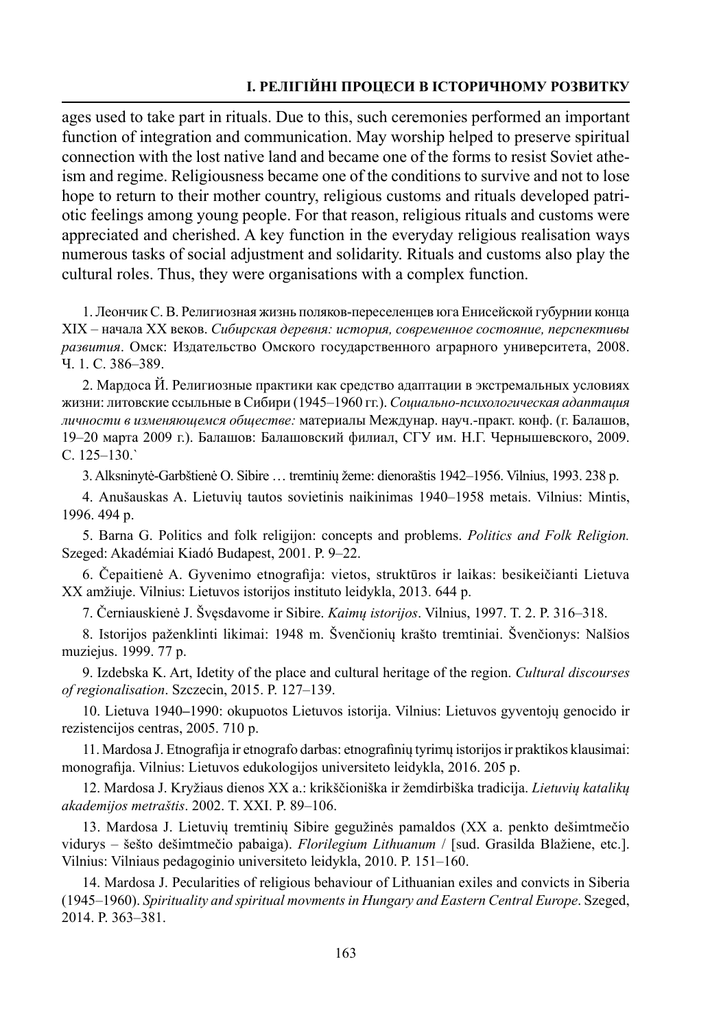ages used to take part in rituals. Due to this, such ceremonies performed an important function of integration and communication. May worship helped to preserve spiritual connection with the lost native land and became one of the forms to resist Soviet atheism and regime. Religiousness became one of the conditions to survive and not to lose hope to return to their mother country, religious customs and rituals developed patriotic feelings among young people. For that reason, religious rituals and customs were appreciated and cherished. A key function in the everyday religious realisation ways numerous tasks of social adjustment and solidarity. Rituals and customs also play the cultural roles. Thus, they were organisations with a complex function.

1. Леончик С. В. Религиозная жизнь поляков-переселенцев юга Енисейской губурнии конца XIX – начала XX веков. *Сибирская деревня: история, современное состояние, перспективы развития*. Омск: Издательство Омского государственного аграрного университета, 2008. Ч. 1. С. 386–389.

2. Мардоса Й. Религиозные практики как средство адаптации в экстремальных условиях жизни: литовские ссыльные в Сибири (1945–1960 гг.). *Социально-психологическая адаптация личности в изменяющемся обществе:* материалы Междунар. науч.-практ. конф. (г. Балашов, 19–20 марта 2009 г.). Балашов: Балашовский филиал, СГУ им. Н.Г. Чернышевского, 2009. С. 125–130.`

3. Alksninytė-Garbštienė O. Sibire … tremtinių žeme: dienoraštis 1942–1956. Vilnius, 1993. 238 p.

4. Anušauskas A. Lietuvių tautos sovietinis naikinimas 1940–1958 metais. Vilnius: Mintis, 1996. 494 p.

5. Barna G. Politics and folk religijon: concepts and problems. *Politics and Folk Religion.* Szeged: Akadémiai Kiadó Budapest, 2001. P. 9–22.

6. Čepaitienė A. Gyvenimo etnografija: vietos, struktūros ir laikas: besikeičianti Lietuva XX amžiuje. Vilnius: Lietuvos istorijos instituto leidykla, 2013. 644 p.

7. Černiauskienė J. Švęsdavome ir Sibire. *Kaimų istorijos*. Vilnius, 1997. T. 2. P. 316–318.

8. Istorijos paženklinti likimai: 1948 m. Švenčionių krašto tremtiniai. Švenčionys: Nalšios muziejus. 1999. 77 p.

9. Izdebska K. Art, Idetity of the place and cultural heritage of the region. *Cultural discourses of regionalisation*. Szczecin, 2015. P. 127–139.

10. Lietuva 1940–1990: okupuotos Lietuvos istorija. Vilnius: Lietuvos gyventojų genocido ir rezistencijos centras, 2005. 710 p.

11. Mardosa J. Etnografija ir etnografo darbas: etnografinių tyrimų istorijos ir praktikos klausimai: monografija. Vilnius: Lietuvos edukologijos universiteto leidykla, 2016. 205 p.

12. Mardosa J. Kryžiaus dienos XX a.: krikščioniška ir žemdirbiška tradicija. *Lietuvių katalikų akademijos metraštis*. 2002. T. XXI. P. 89–106.

13. Mardosa J. Lietuvių tremtinių Sibire gegužinės pamaldos (XX a. penkto dešimtmečio vidurys – šešto dešimtmečio pabaiga). *Florilegium Lithuanum* / [sud. Grasilda Blažiene, etc.]. Vilnius: Vilniaus pedagoginio universiteto leidykla, 2010. P. 151–160.

14. Mardosa J. Pecularities of religious behaviour of Lithuanian exiles and convicts in Siberia (1945–1960). *Spirituality and spiritual movments in Hungary and Eastern Central Europe*. Szeged, 2014. P. 363–381.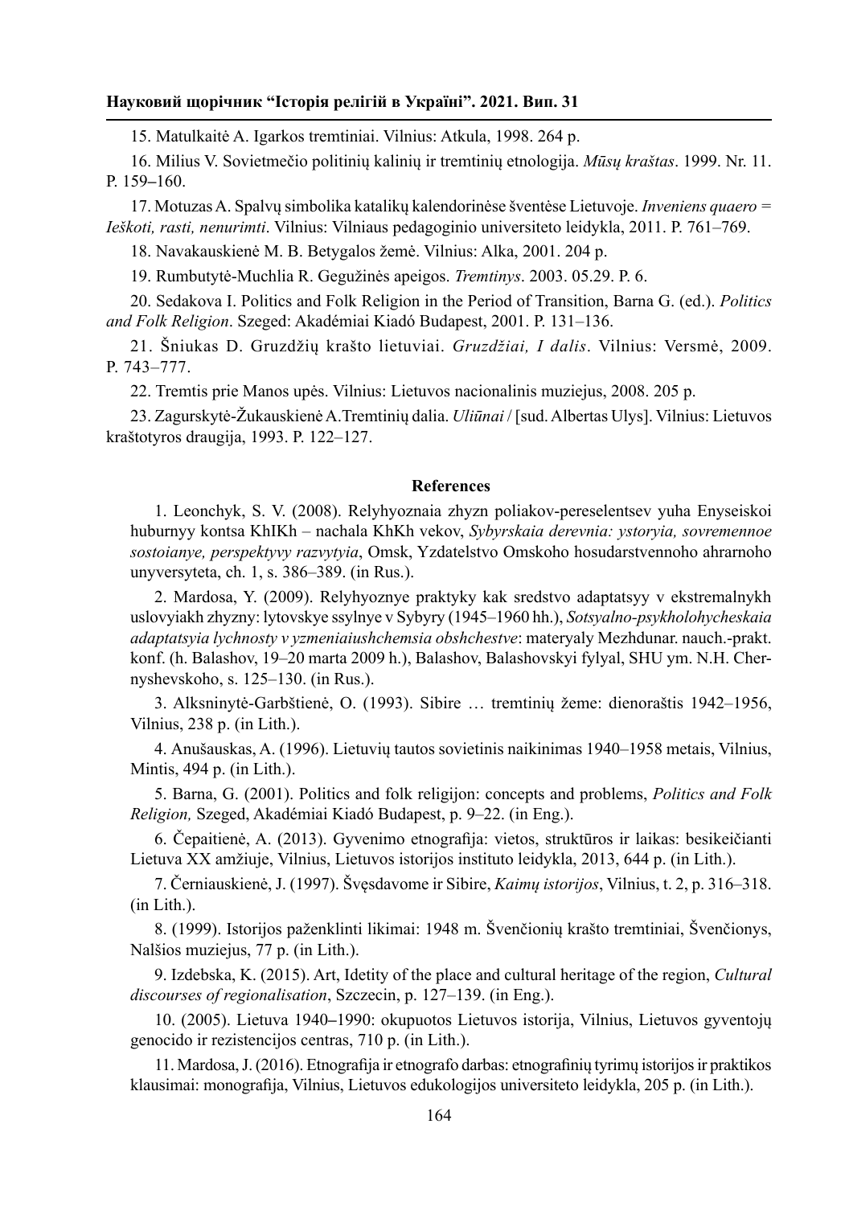15. Matulkaitė A. Igarkos tremtiniai. Vilnius: Atkula, 1998. 264 p.

16. Milius V. Sovietmečio politinių kalinių ir tremtinių etnologija. *Mūsų kraštas*. 1999. Nr. 11. P. 159–160.

17. Motuzas A. Spalvų simbolika katalikų kalendorinėse šventėse Lietuvoje. *Inveniens quaero = Ieškoti, rasti, nenurimti*. Vilnius: Vilniaus pedagoginio universiteto leidykla, 2011. P. 761–769.

18. Navakauskienė M. B. Betygalos žemė. Vilnius: Alka, 2001. 204 p.

19. Rumbutytė-Muchlia R. Gegužinės apeigos. *Tremtinys*. 2003. 05.29. P. 6.

20. Sedakova I. Politics and Folk Religion in the Period of Transition, Barna G. (ed.). *Politics and Folk Religion*. Szeged: Akadémiai Kiadó Budapest, 2001. P. 131–136.

21. Šniukas D. Gruzdžių krašto lietuviai. *Gruzdžiai, I dalis*. Vilnius: Versmė, 2009. P. 743–777.

22. Tremtis prie Manos upės. Vilnius: Lietuvos nacionalinis muziejus, 2008. 205 p.

23. Zagurskytė-Žukauskienė A.Tremtinių dalia. *Uliūnai* / [sud. Albertas Ulys]. Vilnius: Lietuvos kraštotyros draugija, 1993. P. 122–127.

## References

1. Leonchyk, S. V. (2008). Relyhyoznaia zhyzn poliakov-pereselentsev yuha Enyseiskoi huburnyy kontsa KhIKh – nachala KhKh vekov, *Sybyrskaia derevnia: ystoryia, sovremennoe sostoianye, perspektyvy razvytyia*, Omsk, Yzdatelstvo Omskoho hosudarstvennoho ahrarnoho unyversyteta, ch. 1, s. 386–389. (in Rus.).

2. Mardosa, Y. (2009). Relyhyoznye praktyky kak sredstvo adaptatsyy v ekstremalnykh uslovyiakh zhyzny: lytovskye ssylnye v Sybyry (1945–1960 hh.), *Sotsyalno-psykholohycheskaia adaptatsyia lychnosty v yzmeniaiushchemsia obshchestve*: materyaly Mezhdunar. nauch.-prakt. konf. (h. Balashov, 19–20 marta 2009 h.), Balashov, Balashovskyi fylyal, SHU ym. N.H. Chernyshevskoho, s. 125–130. (in Rus.).

3. Alksninytė-Garbštienė, O. (1993). Sibire … tremtinių žeme: dienoraštis 1942–1956, Vilnius, 238 p. (in Lith.).

4. Anušauskas, A. (1996). Lietuvių tautos sovietinis naikinimas 1940–1958 metais, Vilnius, Mintis, 494 p. (in Lith.).

5. Barna, G. (2001). Politics and folk religijon: concepts and problems, *Politics and Folk Religion,* Szeged, Akadémiai Kiadó Budapest, p. 9–22. (in Eng.).

6. Čepaitienė, A. (2013). Gyvenimo etnografija: vietos, struktūros ir laikas: besikeičianti Lietuva XX amžiuje, Vilnius, Lietuvos istorijos instituto leidykla, 2013, 644 p. (in Lith.).

7. Černiauskienė, J. (1997). Švęsdavome ir Sibire, *Kaimų istorijos*, Vilnius, t. 2, p. 316–318. (in Lith.).

8. (1999). Istorijos paženklinti likimai: 1948 m. Švenčionių krašto tremtiniai, Švenčionys, Nalšios muziejus, 77 p. (in Lith.).

9. Izdebska, K. (2015). Art, Idetity of the place and cultural heritage of the region, *Cultural discourses of regionalisation*, Szczecin, p. 127–139. (in Eng.).

10. (2005). Lietuva 1940–1990: okupuotos Lietuvos istorija, Vilnius, Lietuvos gyventojų genocido ir rezistencijos centras, 710 p. (in Lith.).

11. Mardosa, J. (2016). Etnografija ir etnografo darbas: etnografinių tyrimų istorijos ir praktikos klausimai: monografija, Vilnius, Lietuvos edukologijos universiteto leidykla, 205 p. (in Lith.).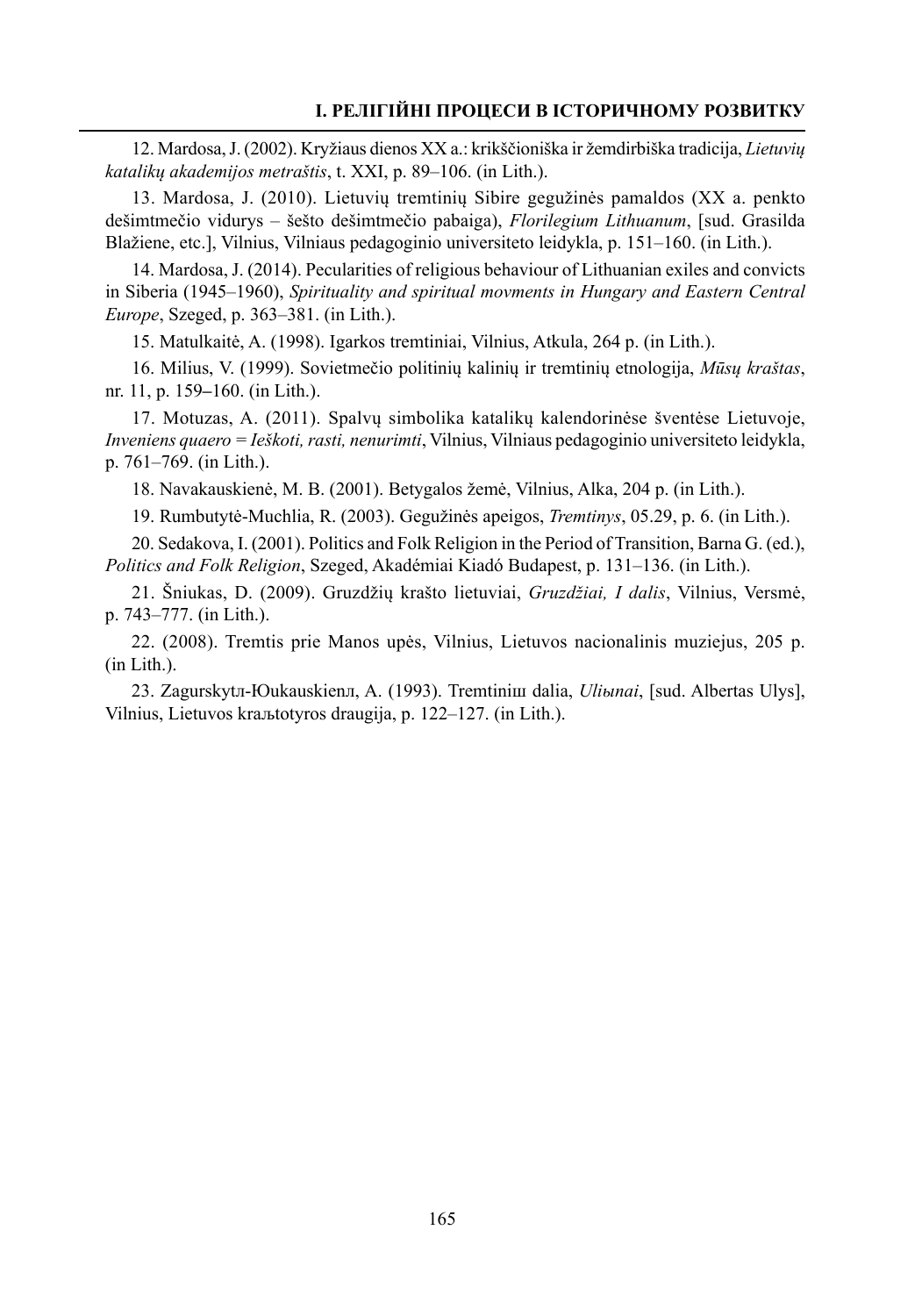12. Mardosa, J. (2002). Kryžiaus dienos XX a.: krikščioniška ir žemdirbiška tradicija, *Lietuvių katalikų akademijos metraštis*, t. XXI, p. 89–106. (in Lith.).

13. Mardosa, J. (2010). Lietuvių tremtinių Sibire gegužinės pamaldos (XX a. penkto dešimtmečio vidurys – šešto dešimtmečio pabaiga), *Florilegium Lithuanum*, [sud. Grasilda Blažiene, etc.], Vilnius, Vilniaus pedagoginio universiteto leidykla, p. 151–160. (in Lith.).

14. Mardosa, J. (2014). Pecularities of religious behaviour of Lithuanian exiles and convicts in Siberia (1945–1960), *Spirituality and spiritual movments in Hungary and Eastern Central Europe*, Szeged, p. 363–381. (in Lith.).

15. Matulkaitė, A. (1998). Igarkos tremtiniai, Vilnius, Atkula, 264 p. (in Lith.).

16. Milius, V. (1999). Sovietmečio politinių kalinių ir tremtinių etnologija, *Mūsų kraštas*, nr. 11, p. 159–160. (in Lith.).

17. Motuzas, A. (2011). Spalvų simbolika katalikų kalendorinėse šventėse Lietuvoje, *Inveniens quaero = Ieškoti, rasti, nenurimti*, Vilnius, Vilniaus pedagoginio universiteto leidykla, p. 761–769. (in Lith.).

18. Navakauskienė, M. B. (2001). Betygalos žemė, Vilnius, Alka, 204 p. (in Lith.).

19. Rumbutytė-Muchlia, R. (2003). Gegužinės apeigos, *Tremtinys*, 05.29, p. 6. (in Lith.).

20. Sedakova, I. (2001). Politics and Folk Religion in the Period of Transition, Barna G. (ed.), *Politics and Folk Religion*, Szeged, Akadémiai Kiadó Budapest, p. 131–136. (in Lith.).

21. Šniukas, D. (2009). Gruzdžių krašto lietuviai, *Gruzdžiai, I dalis*, Vilnius, Versmė, p. 743–777. (in Lith.).

22. (2008). Tremtis prie Manos upės, Vilnius, Lietuvos nacionalinis muziejus, 205 p. (in Lith.).

23. Zagurskytл-Юukauskienл, A. (1993). Tremtiniш dalia, *Uliыnai*, [sud. Albertas Ulys], Vilnius, Lietuvos kraљtotyros draugija, p. 122–127. (in Lith.).